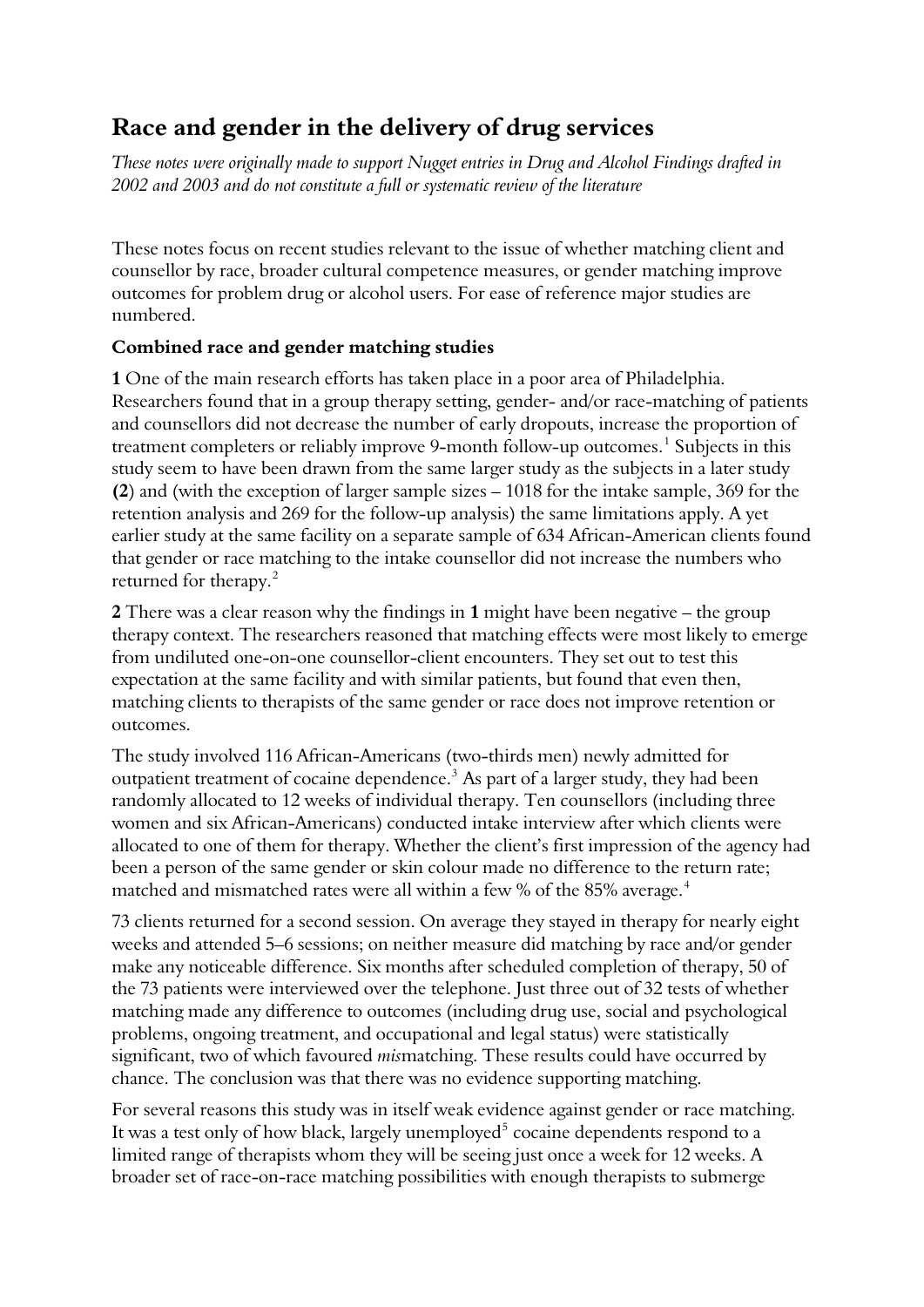# Race and gender in the delivery of drug services

*These notes were originally made to support Nugget entries in Drug and Alcohol Findings drafted in 2002 and 2003 and do not constitute a full or systematic review of the literature*

These notes focus on recent studies relevant to the issue of whether matching client and counsellor by race, broader cultural competence measures, or gender matching improve outcomes for problem drug or alcohol users. For ease of reference major studies are numbered.

### Combined race and gender matching studies

**1** One of the main research efforts has taken place in a poor area of Philadelphia. Researchers found that in a group therapy setting, gender- and/or race-matching of patients and counsellors did not decrease the number of early dropouts, increase the proportion of treatment completers or reliably improve 9-month follow-up outcomes.[1] Subjects in this study seem to have been drawn from the same larger study as the subjects in a later study **(2)** and (with the exception of larger sample sizes – 1018 for the intake sample, 369 for the retention analysis and 269 for the follow-up analysis) the same limitations apply. A yet earlier study at the same facility on a separate sample of 634 African-American clients found that gender or race matching to the intake counsellor did not increase the numbers who returned for therapy.[2]

**2** There was a clear reason why the findings in **1** might have been negative – the group therapy context. The researchers reasoned that matching effects were most likely to emerge from undiluted one-on-one counsellor-client encounters. They set out to test this expectation at the same facility and with similar patients, but found that even then, matching clients to therapists of the same gender or race does not improve retention or outcomes.

The study involved 116 African-Americans (two-thirds men) newly admitted for outpatient treatment of cocaine dependence.[3] As part of a larger study, they had been randomly allocated to 12 weeks of individual therapy. Ten counsellors (including three women and six African-Americans) conducted intake interview after which clients were allocated to one of them for therapy. Whether the client's first impression of the agency had been a person of the same gender or skin colour made no difference to the return rate; matched and mismatched rates were all within a few % of the 85% average.[4]

73 clients returned for a second session. On average they stayed in therapy for nearly eight weeks and attended 5–6 sessions; on neither measure did matching by race and/or gender make any noticeable difference. Six months after scheduled completion of therapy, 50 of the 73 patients were interviewed over the telephone. Just three out of 32 tests of whether matching made any difference to outcomes (including drug use, social and psychological problems, ongoing treatment, and occupational and legal status) were statistically significant, two of which favoured *mis*matching. These results could have occurred by chance. The conclusion was that there was no evidence supporting matching.

For several reasons this study was in itself weak evidence against gender or race matching. It was a test only of how black, largely unemployed[5] cocaine dependents respond to a limited range of therapists whom they will be seeing just once a week for 12 weeks. A broader set of race-on-race matching possibilities with enough therapists to submerge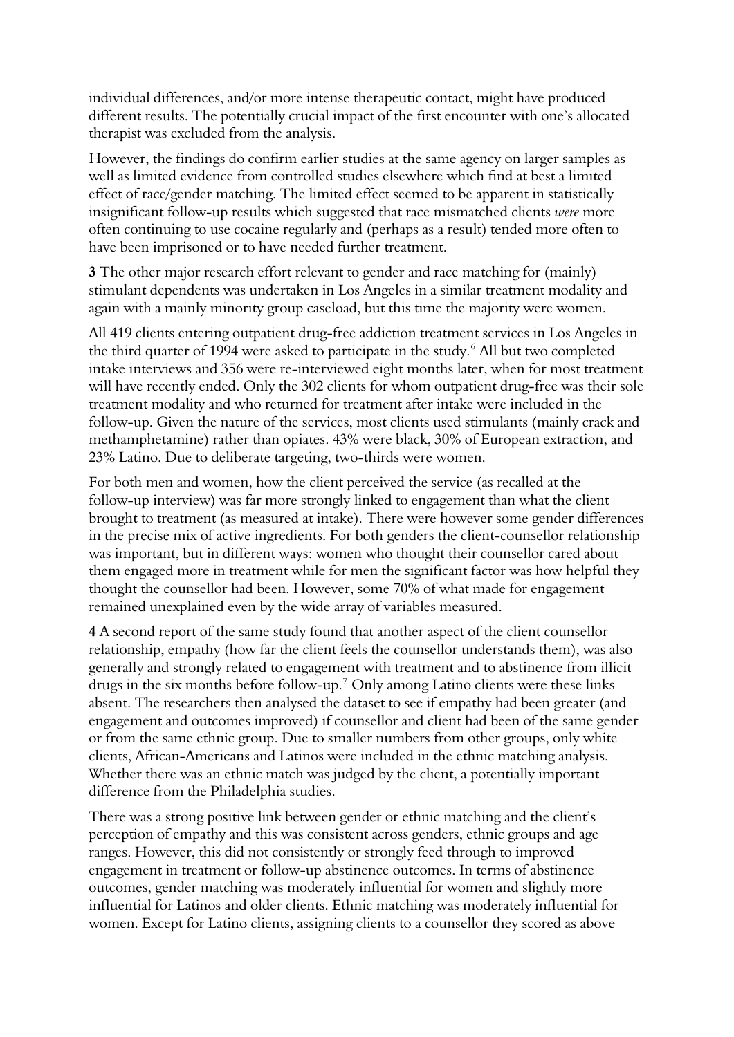individual differences, and/or more intense therapeutic contact, might have produced different results. The potentially crucial impact of the first encounter with one's allocated therapist was excluded from the analysis.

However, the findings do confirm earlier studies at the same agency on larger samples as well as limited evidence from controlled studies elsewhere which find at best a limited effect of race/gender matching. The limited effect seemed to be apparent in statistically insignificant follow-up results which suggested that race mismatched clients *were* more often continuing to use cocaine regularly and (perhaps as a result) tended more often to have been imprisoned or to have needed further treatment.

**3** The other major research effort relevant to gender and race matching for (mainly) stimulant dependents was undertaken in Los Angeles in a similar treatment modality and again with a mainly minority group caseload, but this time the majority were women.

All 419 clients entering outpatient drug-free addiction treatment services in Los Angeles in the third quarter of 1994 were asked to participate in the study.[6] All but two completed intake interviews and 356 were re-interviewed eight months later, when for most treatment will have recently ended. Only the 302 clients for whom outpatient drug-free was their sole treatment modality and who returned for treatment after intake were included in the follow-up. Given the nature of the services, most clients used stimulants (mainly crack and methamphetamine) rather than opiates. 43% were black, 30% of European extraction, and 23% Latino. Due to deliberate targeting, two-thirds were women.

For both men and women, how the client perceived the service (as recalled at the follow-up interview) was far more strongly linked to engagement than what the client brought to treatment (as measured at intake). There were however some gender differences in the precise mix of active ingredients. For both genders the client-counsellor relationship was important, but in different ways: women who thought their counsellor cared about them engaged more in treatment while for men the significant factor was how helpful they thought the counsellor had been. However, some 70% of what made for engagement remained unexplained even by the wide array of variables measured.

**4** A second report of the same study found that another aspect of the client counsellor relationship, empathy (how far the client feels the counsellor understands them), was also generally and strongly related to engagement with treatment and to abstinence from illicit drugs in the six months before follow-up.[7] Only among Latino clients were these links absent. The researchers then analysed the dataset to see if empathy had been greater (and engagement and outcomes improved) if counsellor and client had been of the same gender or from the same ethnic group. Due to smaller numbers from other groups, only white clients, African-Americans and Latinos were included in the ethnic matching analysis. Whether there was an ethnic match was judged by the client, a potentially important difference from the Philadelphia studies.

There was a strong positive link between gender or ethnic matching and the client's perception of empathy and this was consistent across genders, ethnic groups and age ranges. However, this did not consistently or strongly feed through to improved engagement in treatment or follow-up abstinence outcomes. In terms of abstinence outcomes, gender matching was moderately influential for women and slightly more influential for Latinos and older clients. Ethnic matching was moderately influential for women. Except for Latino clients, assigning clients to a counsellor they scored as above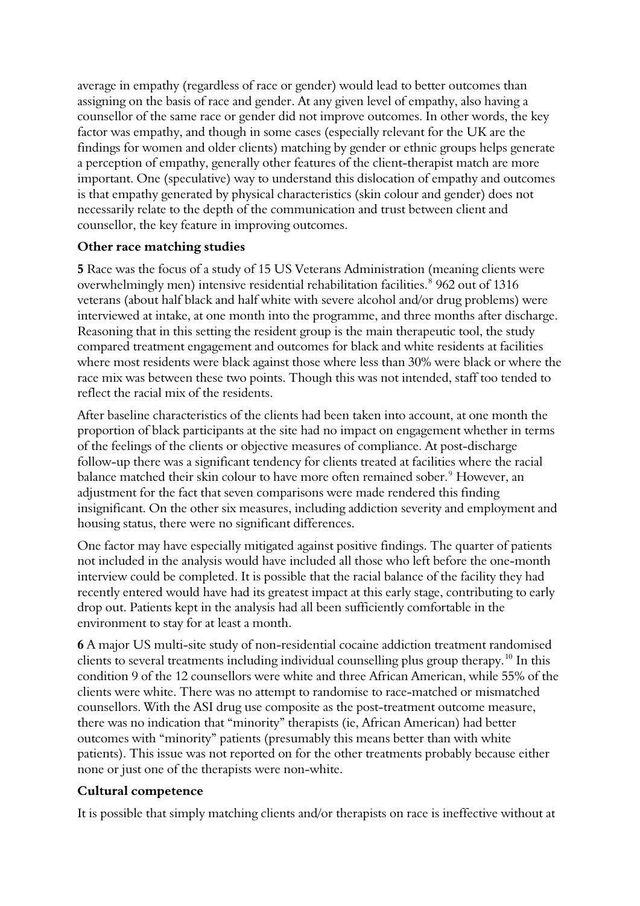average in empathy (regardless of race or gender) would lead to better outcomes than assigning on the basis of race and gender. At any given level of empathy, also having a counsellor of the same race or gender did not improve outcomes. In other words, the key factor was empathy, and though in some cases (especially relevant for the UK are the findings for women and older clients) matching by gender or ethnic groups helps generate a perception of empathy, generally other features of the client-therapist match are more important. One (speculative) way to understand this dislocation of empathy and outcomes is that empathy generated by physical characteristics (skin colour and gender) does not necessarily relate to the depth of the communication and trust between client and counsellor, the key feature in improving outcomes.

### Other race matching studies

**5** Race was the focus of a study of 15 US Veterans Administration (meaning clients were overwhelmingly men) intensive residential rehabilitation facilities.[8] 962 out of 1316 veterans (about half black and half white with severe alcohol and/or drug problems) were interviewed at intake, at one month into the programme, and three months after discharge. Reasoning that in this setting the resident group is the main therapeutic tool, the study compared treatment engagement and outcomes for black and white residents at facilities where most residents were black against those where less than 30% were black or where the race mix was between these two points. Though this was not intended, staff too tended to reflect the racial mix of the residents.

After baseline characteristics of the clients had been taken into account, at one month the proportion of black participants at the site had no impact on engagement whether in terms of the feelings of the clients or objective measures of compliance. At post-discharge follow-up there was a significant tendency for clients treated at facilities where the racial balance matched their skin colour to have more often remained sober.[9] However, an adjustment for the fact that seven comparisons were made rendered this finding insignificant. On the other six measures, including addiction severity and employment and housing status, there were no significant differences.

One factor may have especially mitigated against positive findings. The quarter of patients not included in the analysis would have included all those who left before the one-month interview could be completed. It is possible that the racial balance of the facility they had recently entered would have had its greatest impact at this early stage, contributing to early drop out. Patients kept in the analysis had all been sufficiently comfortable in the environment to stay for at least a month.

**6** A major US multi-site study of non-residential cocaine addiction treatment randomised clients to several treatments including individual counselling plus group therapy.[10] In this condition 9 of the 12 counsellors were white and three African American, while 55% of the clients were white. There was no attempt to randomise to race-matched or mismatched counsellors. With the ASI drug use composite as the post-treatment outcome measure, there was no indication that "minority" therapists (ie, African American) had better outcomes with "minority" patients (presumably this means better than with white patients). This issue was not reported on for the other treatments probably because either none or just one of the therapists were non-white.

### Cultural competence

It is possible that simply matching clients and/or therapists on race is ineffective without at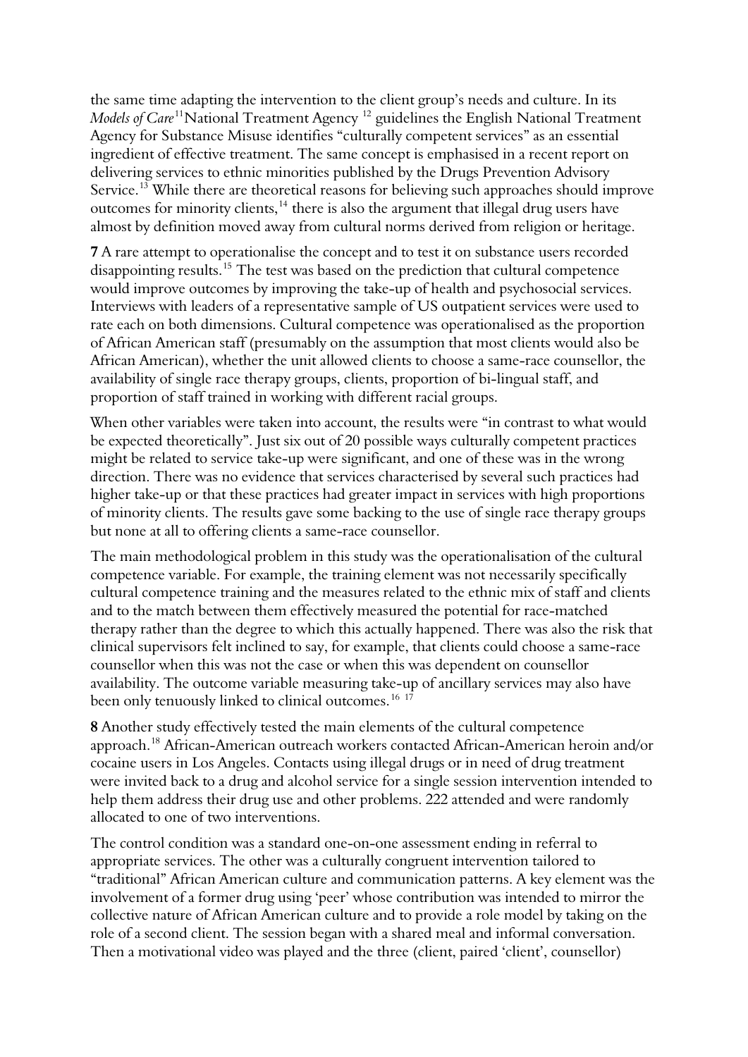the same time adapting the intervention to the client group's needs and culture. In its *Models of Care*[11] National Treatment Agency [12] guidelines the English National Treatment Agency for Substance Misuse identifies "culturally competent services" as an essential ingredient of effective treatment. The same concept is emphasised in a recent report on delivering services to ethnic minorities published by the Drugs Prevention Advisory Service.[13] While there are theoretical reasons for believing such approaches should improve outcomes for minority clients,[14] there is also the argument that illegal drug users have almost by definition moved away from cultural norms derived from religion or heritage.

**7** A rare attempt to operationalise the concept and to test it on substance users recorded disappointing results.[15] The test was based on the prediction that cultural competence would improve outcomes by improving the take-up of health and psychosocial services. Interviews with leaders of a representative sample of US outpatient services were used to rate each on both dimensions. Cultural competence was operationalised as the proportion of African American staff (presumably on the assumption that most clients would also be African American), whether the unit allowed clients to choose a same-race counsellor, the availability of single race therapy groups, clients, proportion of bi-lingual staff, and proportion of staff trained in working with different racial groups.

When other variables were taken into account, the results were "in contrast to what would be expected theoretically". Just six out of 20 possible ways culturally competent practices might be related to service take-up were significant, and one of these was in the wrong direction. There was no evidence that services characterised by several such practices had higher take-up or that these practices had greater impact in services with high proportions of minority clients. The results gave some backing to the use of single race therapy groups but none at all to offering clients a same-race counsellor.

The main methodological problem in this study was the operationalisation of the cultural competence variable. For example, the training element was not necessarily specifically cultural competence training and the measures related to the ethnic mix of staff and clients and to the match between them effectively measured the potential for race-matched therapy rather than the degree to which this actually happened. There was also the risk that clinical supervisors felt inclined to say, for example, that clients could choose a same-race counsellor when this was not the case or when this was dependent on counsellor availability. The outcome variable measuring take-up of ancillary services may also have been only tenuously linked to clinical outcomes.[16 17]

**8** Another study effectively tested the main elements of the cultural competence approach.[18] African-American outreach workers contacted African-American heroin and/or cocaine users in Los Angeles. Contacts using illegal drugs or in need of drug treatment were invited back to a drug and alcohol service for a single session intervention intended to help them address their drug use and other problems. 222 attended and were randomly allocated to one of two interventions.

The control condition was a standard one-on-one assessment ending in referral to appropriate services. The other was a culturally congruent intervention tailored to "traditional" African American culture and communication patterns. A key element was the involvement of a former drug using 'peer' whose contribution was intended to mirror the collective nature of African American culture and to provide a role model by taking on the role of a second client. The session began with a shared meal and informal conversation. Then a motivational video was played and the three (client, paired 'client', counsellor)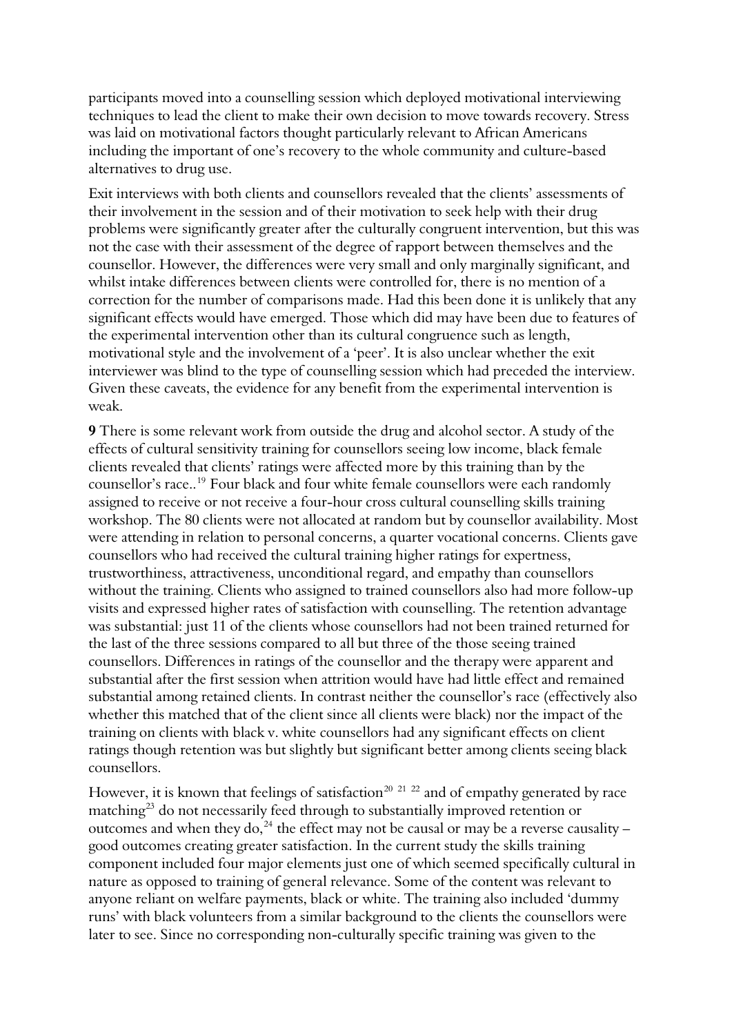participants moved into a counselling session which deployed motivational interviewing techniques to lead the client to make their own decision to move towards recovery. Stress was laid on motivational factors thought particularly relevant to African Americans including the important of one's recovery to the whole community and culture-based alternatives to drug use.

Exit interviews with both clients and counsellors revealed that the clients' assessments of their involvement in the session and of their motivation to seek help with their drug problems were significantly greater after the culturally congruent intervention, but this was not the case with their assessment of the degree of rapport between themselves and the counsellor. However, the differences were very small and only marginally significant, and whilst intake differences between clients were controlled for, there is no mention of a correction for the number of comparisons made. Had this been done it is unlikely that any significant effects would have emerged. Those which did may have been due to features of the experimental intervention other than its cultural congruence such as length, motivational style and the involvement of a 'peer'. It is also unclear whether the exit interviewer was blind to the type of counselling session which had preceded the interview. Given these caveats, the evidence for any benefit from the experimental intervention is weak.

**9** There is some relevant work from outside the drug and alcohol sector. A study of the effects of cultural sensitivity training for counsellors seeing low income, black female clients revealed that clients' ratings were affected more by this training than by the counsellor's race..[19] Four black and four white female counsellors were each randomly assigned to receive or not receive a four-hour cross cultural counselling skills training workshop. The 80 clients were not allocated at random but by counsellor availability. Most were attending in relation to personal concerns, a quarter vocational concerns. Clients gave counsellors who had received the cultural training higher ratings for expertness, trustworthiness, attractiveness, unconditional regard, and empathy than counsellors without the training. Clients who assigned to trained counsellors also had more follow-up visits and expressed higher rates of satisfaction with counselling. The retention advantage was substantial: just 11 of the clients whose counsellors had not been trained returned for the last of the three sessions compared to all but three of the those seeing trained counsellors. Differences in ratings of the counsellor and the therapy were apparent and substantial after the first session when attrition would have had little effect and remained substantial among retained clients. In contrast neither the counsellor's race (effectively also whether this matched that of the client since all clients were black) nor the impact of the training on clients with black v. white counsellors had any significant effects on client ratings though retention was but slightly but significant better among clients seeing black counsellors.

However, it is known that feelings of satisfaction[20 21 22] and of empathy generated by race matching[23] do not necessarily feed through to substantially improved retention or outcomes and when they do,[24] the effect may not be causal or may be a reverse causality – good outcomes creating greater satisfaction. In the current study the skills training component included four major elements just one of which seemed specifically cultural in nature as opposed to training of general relevance. Some of the content was relevant to anyone reliant on welfare payments, black or white. The training also included 'dummy runs' with black volunteers from a similar background to the clients the counsellors were later to see. Since no corresponding non-culturally specific training was given to the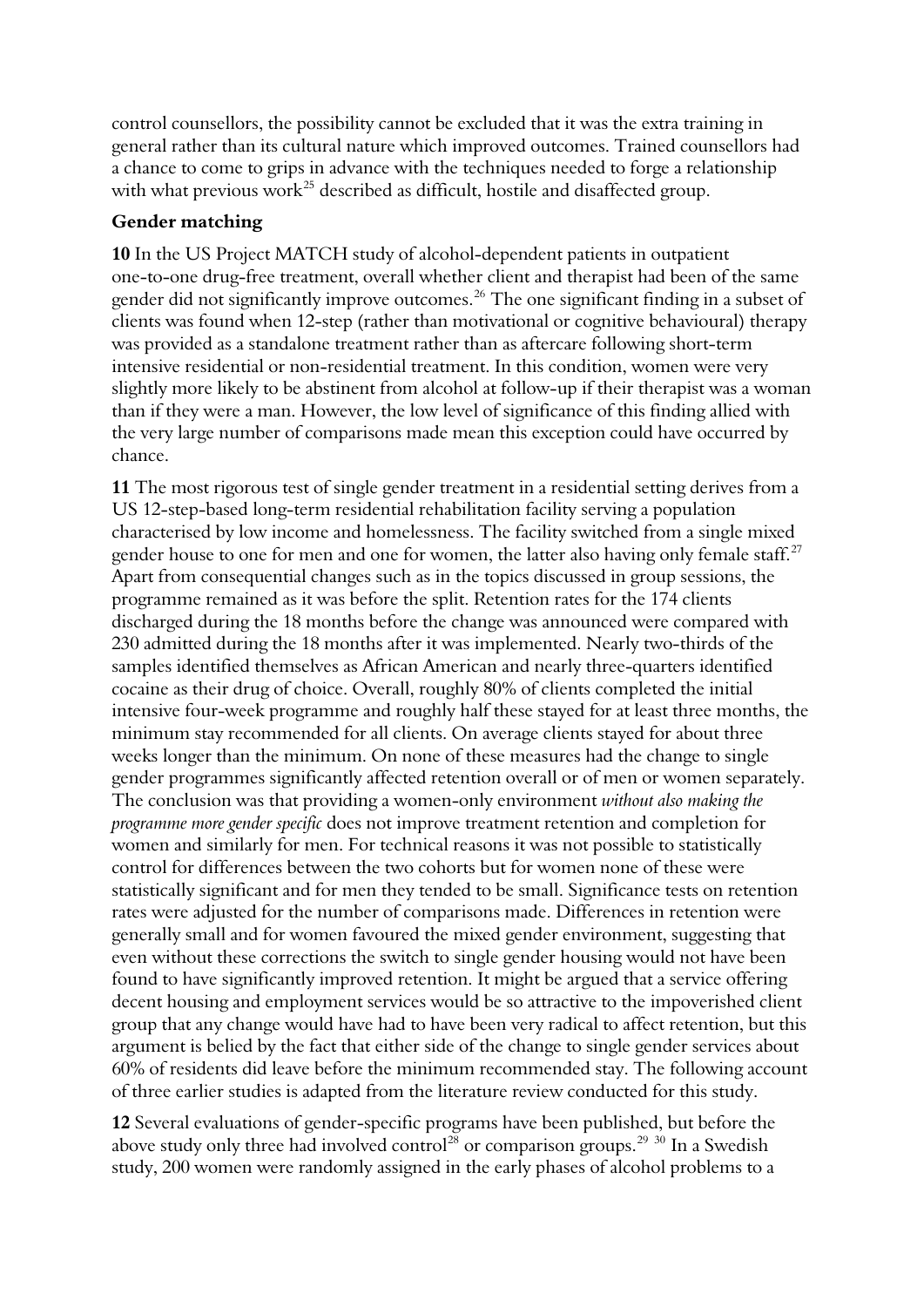control counsellors, the possibility cannot be excluded that it was the extra training in general rather than its cultural nature which improved outcomes. Trained counsellors had a chance to come to grips in advance with the techniques needed to forge a relationship with what previous work[25] described as difficult, hostile and disaffected group.

**Gender matching**

**10** In the US Project MATCH study of alcohol-dependent patients in outpatient one-to-one drug-free treatment, overall whether client and therapist had been of the same gender did not significantly improve outcomes.[26] The one significant finding in a subset of clients was found when 12-step (rather than motivational or cognitive behavioural) therapy was provided as a standalone treatment rather than as aftercare following short-term intensive residential or non-residential treatment. In this condition, women were very slightly more likely to be abstinent from alcohol at follow-up if their therapist was a woman than if they were a man. However, the low level of significance of this finding allied with the very large number of comparisons made mean this exception could have occurred by chance.

**11** The most rigorous test of single gender treatment in a residential setting derives from a US 12-step-based long-term residential rehabilitation facility serving a population characterised by low income and homelessness. The facility switched from a single mixed gender house to one for men and one for women, the latter also having only female staff.[27] Apart from consequential changes such as in the topics discussed in group sessions, the programme remained as it was before the split. Retention rates for the 174 clients discharged during the 18 months before the change was announced were compared with 230 admitted during the 18 months after it was implemented. Nearly two-thirds of the samples identified themselves as African American and nearly three-quarters identified cocaine as their drug of choice. Overall, roughly 80% of clients completed the initial intensive four-week programme and roughly half these stayed for at least three months, the minimum stay recommended for all clients. On average clients stayed for about three weeks longer than the minimum. On none of these measures had the change to single gender programmes significantly affected retention overall or of men or women separately. The conclusion was that providing a women-only environment *without also making the programme more gender specific* does not improve treatment retention and completion for women and similarly for men. For technical reasons it was not possible to statistically control for differences between the two cohorts but for women none of these were statistically significant and for men they tended to be small. Significance tests on retention rates were adjusted for the number of comparisons made. Differences in retention were generally small and for women favoured the mixed gender environment, suggesting that even without these corrections the switch to single gender housing would not have been found to have significantly improved retention. It might be argued that a service offering decent housing and employment services would be so attractive to the impoverished client group that any change would have had to have been very radical to affect retention, but this argument is belied by the fact that either side of the change to single gender services about 60% of residents did leave before the minimum recommended stay. The following account of three earlier studies is adapted from the literature review conducted for this study.

**12** Several evaluations of gender-specific programs have been published, but before the above study only three had involved control[28] or comparison groups.[29] [30] In a Swedish study, 200 women were randomly assigned in the early phases of alcohol problems to a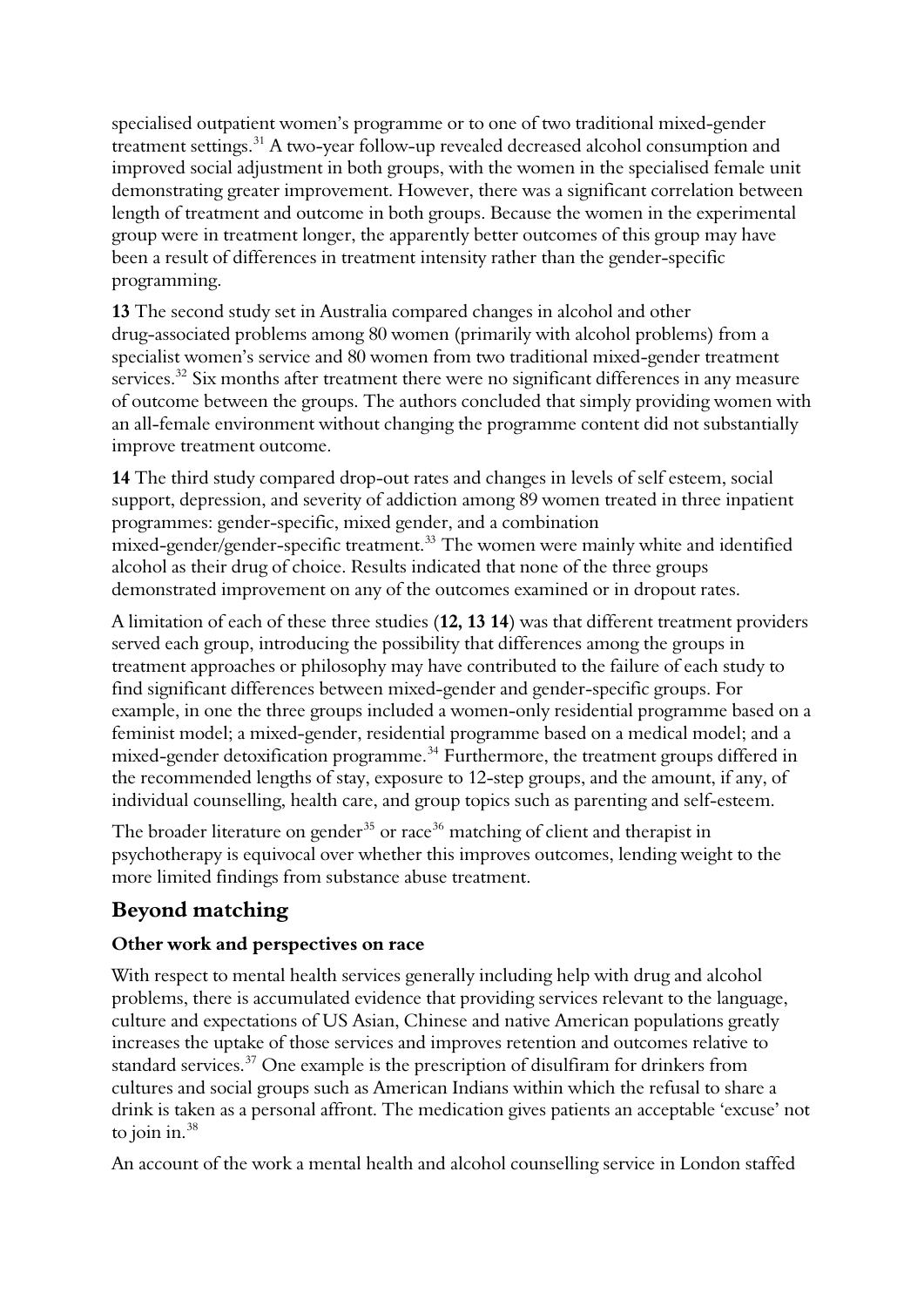specialised outpatient women's programme or to one of two traditional mixed-gender treatment settings.[31] A two-year follow-up revealed decreased alcohol consumption and improved social adjustment in both groups, with the women in the specialised female unit demonstrating greater improvement. However, there was a significant correlation between length of treatment and outcome in both groups. Because the women in the experimental group were in treatment longer, the apparently better outcomes of this group may have been a result of differences in treatment intensity rather than the gender-specific programming.

**13** The second study set in Australia compared changes in alcohol and other drug-associated problems among 80 women (primarily with alcohol problems) from a specialist women's service and 80 women from two traditional mixed-gender treatment services.[32] Six months after treatment there were no significant differences in any measure of outcome between the groups. The authors concluded that simply providing women with an all-female environment without changing the programme content did not substantially improve treatment outcome.

**14** The third study compared drop-out rates and changes in levels of self esteem, social support, depression, and severity of addiction among 89 women treated in three inpatient programmes: gender-specific, mixed gender, and a combination mixed-gender/gender-specific treatment.[33] The women were mainly white and identified alcohol as their drug of choice. Results indicated that none of the three groups demonstrated improvement on any of the outcomes examined or in dropout rates.

A limitation of each of these three studies (**12, 13 14**) was that different treatment providers served each group, introducing the possibility that differences among the groups in treatment approaches or philosophy may have contributed to the failure of each study to find significant differences between mixed-gender and gender-specific groups. For example, in one the three groups included a women-only residential programme based on a feminist model; a mixed-gender, residential programme based on a medical model; and a mixed-gender detoxification programme.[34] Furthermore, the treatment groups differed in the recommended lengths of stay, exposure to 12-step groups, and the amount, if any, of individual counselling, health care, and group topics such as parenting and self-esteem.

The broader literature on gender[35] or race[36] matching of client and therapist in psychotherapy is equivocal over whether this improves outcomes, lending weight to the more limited findings from substance abuse treatment.

## Beyond matching

### Other work and perspectives on race

With respect to mental health services generally including help with drug and alcohol problems, there is accumulated evidence that providing services relevant to the language, culture and expectations of US Asian, Chinese and native American populations greatly increases the uptake of those services and improves retention and outcomes relative to standard services.[37] One example is the prescription of disulfiram for drinkers from cultures and social groups such as American Indians within which the refusal to share a drink is taken as a personal affront. The medication gives patients an acceptable 'excuse' not to join in.[38]

An account of the work a mental health and alcohol counselling service in London staffed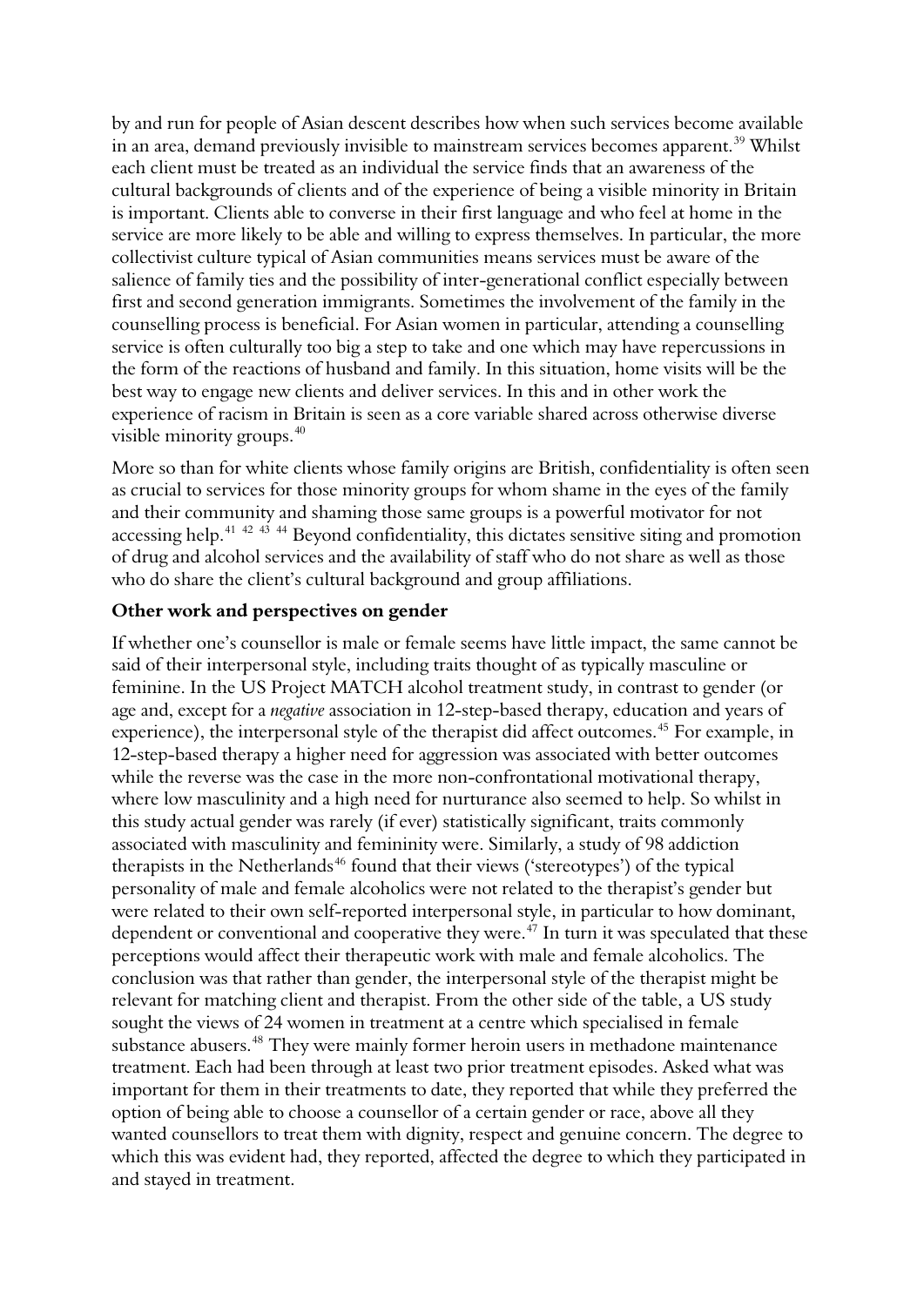by and run for people of Asian descent describes how when such services become available in an area, demand previously invisible to mainstream services becomes apparent.[39] Whilst each client must be treated as an individual the service finds that an awareness of the cultural backgrounds of clients and of the experience of being a visible minority in Britain is important. Clients able to converse in their first language and who feel at home in the service are more likely to be able and willing to express themselves. In particular, the more collectivist culture typical of Asian communities means services must be aware of the salience of family ties and the possibility of inter-generational conflict especially between first and second generation immigrants. Sometimes the involvement of the family in the counselling process is beneficial. For Asian women in particular, attending a counselling service is often culturally too big a step to take and one which may have repercussions in the form of the reactions of husband and family. In this situation, home visits will be the best way to engage new clients and deliver services. In this and in other work the experience of racism in Britain is seen as a core variable shared across otherwise diverse visible minority groups.[40]

More so than for white clients whose family origins are British, confidentiality is often seen as crucial to services for those minority groups for whom shame in the eyes of the family and their community and shaming those same groups is a powerful motivator for not accessing help.[41 42 43 44] Beyond confidentiality, this dictates sensitive siting and promotion of drug and alcohol services and the availability of staff who do not share as well as those who do share the client's cultural background and group affiliations.

**Other work and perspectives on gender**

If whether one's counsellor is male or female seems have little impact, the same cannot be said of their interpersonal style, including traits thought of as typically masculine or feminine. In the US Project MATCH alcohol treatment study, in contrast to gender (or age and, except for a *negative* association in 12-step-based therapy, education and years of experience), the interpersonal style of the therapist did affect outcomes.[45] For example, in 12-step-based therapy a higher need for aggression was associated with better outcomes while the reverse was the case in the more non-confrontational motivational therapy, where low masculinity and a high need for nurturance also seemed to help. So whilst in this study actual gender was rarely (if ever) statistically significant, traits commonly associated with masculinity and femininity were. Similarly, a study of 98 addiction therapists in the Netherlands[46] found that their views ('stereotypes') of the typical personality of male and female alcoholics were not related to the therapist's gender but were related to their own self-reported interpersonal style, in particular to how dominant, dependent or conventional and cooperative they were.[47] In turn it was speculated that these perceptions would affect their therapeutic work with male and female alcoholics. The conclusion was that rather than gender, the interpersonal style of the therapist might be relevant for matching client and therapist. From the other side of the table, a US study sought the views of 24 women in treatment at a centre which specialised in female substance abusers.[48] They were mainly former heroin users in methadone maintenance treatment. Each had been through at least two prior treatment episodes. Asked what was important for them in their treatments to date, they reported that while they preferred the option of being able to choose a counsellor of a certain gender or race, above all they wanted counsellors to treat them with dignity, respect and genuine concern. The degree to which this was evident had, they reported, affected the degree to which they participated in and stayed in treatment.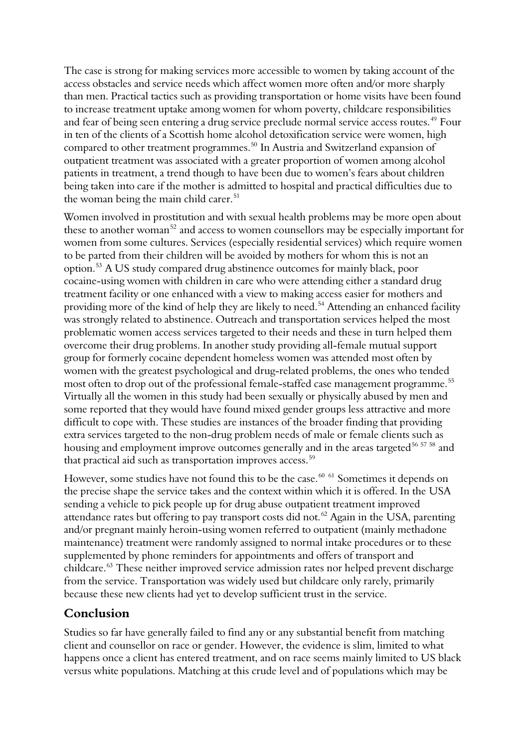The case is strong for making services more accessible to women by taking account of the access obstacles and service needs which affect women more often and/or more sharply than men. Practical tactics such as providing transportation or home visits have been found to increase treatment uptake among women for whom poverty, childcare responsibilities and fear of being seen entering a drug service preclude normal service access routes.[49] Four in ten of the clients of a Scottish home alcohol detoxification service were women, high compared to other treatment programmes.[50] In Austria and Switzerland expansion of outpatient treatment was associated with a greater proportion of women among alcohol patients in treatment, a trend though to have been due to women's fears about children being taken into care if the mother is admitted to hospital and practical difficulties due to the woman being the main child carer.[51]

Women involved in prostitution and with sexual health problems may be more open about these to another woman[52] and access to women counsellors may be especially important for women from some cultures. Services (especially residential services) which require women to be parted from their children will be avoided by mothers for whom this is not an option.[53] A US study compared drug abstinence outcomes for mainly black, poor cocaine-using women with children in care who were attending either a standard drug treatment facility or one enhanced with a view to making access easier for mothers and providing more of the kind of help they are likely to need.[54] Attending an enhanced facility was strongly related to abstinence. Outreach and transportation services helped the most problematic women access services targeted to their needs and these in turn helped them overcome their drug problems. In another study providing all-female mutual support group for formerly cocaine dependent homeless women was attended most often by women with the greatest psychological and drug-related problems, the ones who tended most often to drop out of the professional female-staffed case management programme.[55] Virtually all the women in this study had been sexually or physically abused by men and some reported that they would have found mixed gender groups less attractive and more difficult to cope with. These studies are instances of the broader finding that providing extra services targeted to the non-drug problem needs of male or female clients such as housing and employment improve outcomes generally and in the areas targeted[56 57 58] and that practical aid such as transportation improves access.[59]

However, some studies have not found this to be the case.[60 61] Sometimes it depends on the precise shape the service takes and the context within which it is offered. In the USA sending a vehicle to pick people up for drug abuse outpatient treatment improved attendance rates but offering to pay transport costs did not.[62] Again in the USA, parenting and/or pregnant mainly heroin-using women referred to outpatient (mainly methadone maintenance) treatment were randomly assigned to normal intake procedures or to these supplemented by phone reminders for appointments and offers of transport and childcare.[63] These neither improved service admission rates nor helped prevent discharge from the service. Transportation was widely used but childcare only rarely, primarily because these new clients had yet to develop sufficient trust in the service.

## Conclusion

Studies so far have generally failed to find any or any substantial benefit from matching client and counsellor on race or gender. However, the evidence is slim, limited to what happens once a client has entered treatment, and on race seems mainly limited to US black versus white populations. Matching at this crude level and of populations which may be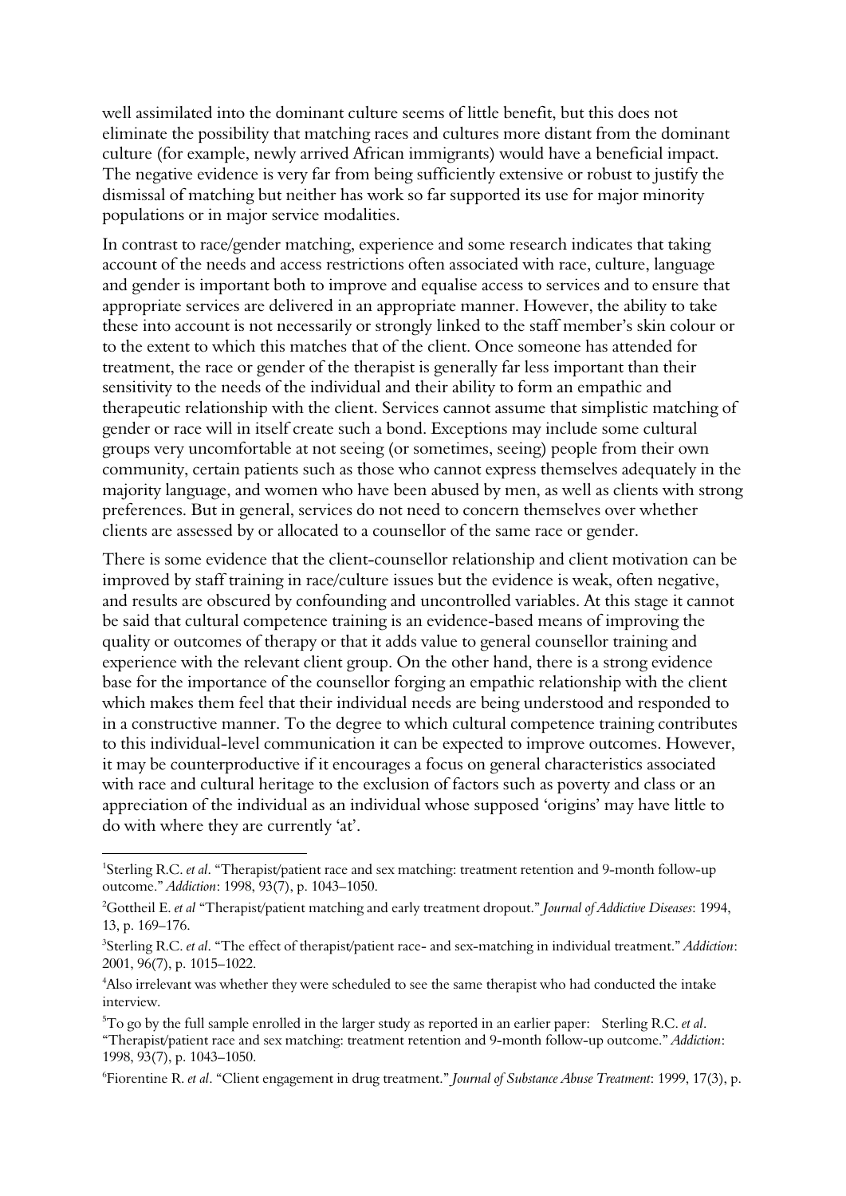well assimilated into the dominant culture seems of little benefit, but this does not eliminate the possibility that matching races and cultures more distant from the dominant culture (for example, newly arrived African immigrants) would have a beneficial impact. The negative evidence is very far from being sufficiently extensive or robust to justify the dismissal of matching but neither has work so far supported its use for major minority populations or in major service modalities.

In contrast to race/gender matching, experience and some research indicates that taking account of the needs and access restrictions often associated with race, culture, language and gender is important both to improve and equalise access to services and to ensure that appropriate services are delivered in an appropriate manner. However, the ability to take these into account is not necessarily or strongly linked to the staff member's skin colour or to the extent to which this matches that of the client. Once someone has attended for treatment, the race or gender of the therapist is generally far less important than their sensitivity to the needs of the individual and their ability to form an empathic and therapeutic relationship with the client. Services cannot assume that simplistic matching of gender or race will in itself create such a bond. Exceptions may include some cultural groups very uncomfortable at not seeing (or sometimes, seeing) people from their own community, certain patients such as those who cannot express themselves adequately in the majority language, and women who have been abused by men, as well as clients with strong preferences. But in general, services do not need to concern themselves over whether clients are assessed by or allocated to a counsellor of the same race or gender.

There is some evidence that the client-counsellor relationship and client motivation can be improved by staff training in race/culture issues but the evidence is weak, often negative, and results are obscured by confounding and uncontrolled variables. At this stage it cannot be said that cultural competence training is an evidence-based means of improving the quality or outcomes of therapy or that it adds value to general counsellor training and experience with the relevant client group. On the other hand, there is a strong evidence base for the importance of the counsellor forging an empathic relationship with the client which makes them feel that their individual needs are being understood and responded to in a constructive manner. To the degree to which cultural competence training contributes to this individual-level communication it can be expected to improve outcomes. However, it may be counterproductive if it encourages a focus on general characteristics associated with race and cultural heritage to the exclusion of factors such as poverty and class or an appreciation of the individual as an individual whose supposed 'origins' may have little to do with where they are currently 'at'.

---

[1] Sterling R.C. *et al*. "Therapist/patient race and sex matching: treatment retention and 9-month follow-up outcome." *Addiction*: 1998, 93(7), p. 1043–1050.

[2] Gottheil E. *et al* "Therapist/patient matching and early treatment dropout." *Journal of Addictive Diseases*: 1994, 13, p. 169–176.

[3] Sterling R.C. *et al*. "The effect of therapist/patient race- and sex-matching in individual treatment." *Addiction*: 2001, 96(7), p. 1015–1022.

[4] Also irrelevant was whether they were scheduled to see the same therapist who had conducted the intake interview.

[5] To go by the full sample enrolled in the larger study as reported in an earlier paper: Sterling R.C. *et al*. "Therapist/patient race and sex matching: treatment retention and 9-month follow-up outcome." *Addiction*: 1998, 93(7), p. 1043–1050.

[6] Fiorentine R. *et al*. "Client engagement in drug treatment." *Journal of Substance Abuse Treatment*: 1999, 17(3), p.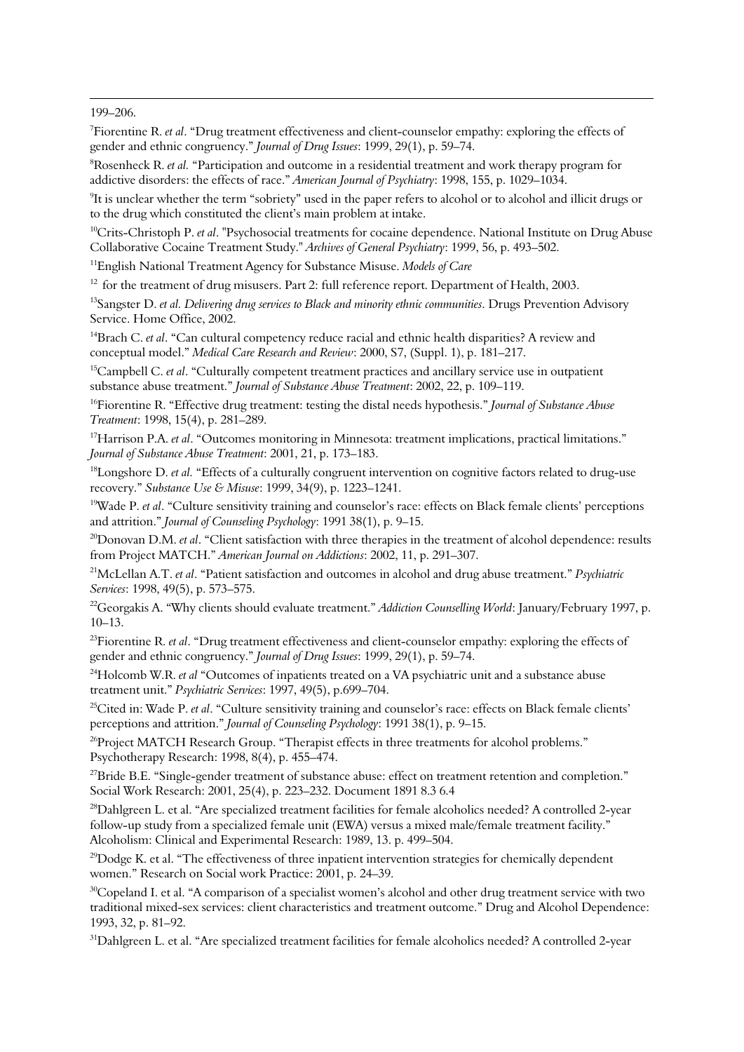199–206.

[7]Fiorentine R. *et al*. "Drug treatment effectiveness and client-counselor empathy: exploring the effects of gender and ethnic congruency." *Journal of Drug Issues*: 1999, 29(1), p. 59–74.

[8]Rosenheck R. *et al.* "Participation and outcome in a residential treatment and work therapy program for addictive disorders: the effects of race." *American Journal of Psychiatry*: 1998, 155, p. 1029–1034.

[9]It is unclear whether the term "sobriety" used in the paper refers to alcohol or to alcohol and illicit drugs or to the drug which constituted the client's main problem at intake.

[10]Crits-Christoph P. *et al*. "Psychosocial treatments for cocaine dependence. National Institute on Drug Abuse Collaborative Cocaine Treatment Study." *Archives of General Psychiatry*: 1999, 56, p. 493–502.

[11]English National Treatment Agency for Substance Misuse. *Models of Care*

[12] for the treatment of drug misusers. Part 2: full reference report. Department of Health, 2003.

[13]Sangster D. *et al. Delivering drug services to Black and minority ethnic communities*. Drugs Prevention Advisory Service. Home Office, 2002.

[14]Brach C. *et al*. "Can cultural competency reduce racial and ethnic health disparities? A review and conceptual model." *Medical Care Research and Review*: 2000, 57, (Suppl. 1), p. 181–217.

[15]Campbell C. *et al*. "Culturally competent treatment practices and ancillary service use in outpatient substance abuse treatment." *Journal of Substance Abuse Treatment*: 2002, 22, p. 109–119.

[16]Fiorentine R. "Effective drug treatment: testing the distal needs hypothesis." *Journal of Substance Abuse Treatment*: 1998, 15(4), p. 281–289.

[17]Harrison P.A. *et al*. "Outcomes monitoring in Minnesota: treatment implications, practical limitations." *Journal of Substance Abuse Treatment*: 2001, 21, p. 173–183.

[18]Longshore D. *et al.* "Effects of a culturally congruent intervention on cognitive factors related to drug-use recovery." *Substance Use & Misuse*: 1999, 34(9), p. 1223–1241.

[19]Wade P. *et al*. "Culture sensitivity training and counselor's race: effects on Black female clients' perceptions and attrition." *Journal of Counseling Psychology*: 1991 38(1), p. 9–15.

[20]Donovan D.M. *et al*. "Client satisfaction with three therapies in the treatment of alcohol dependence: results from Project MATCH." *American Journal on Addictions*: 2002, 11, p. 291–307.

[21]McLellan A.T. *et al*. "Patient satisfaction and outcomes in alcohol and drug abuse treatment." *Psychiatric Services*: 1998, 49(5), p. 573–575.

[22]Georgakis A. "Why clients should evaluate treatment." *Addiction Counselling World*: January/February 1997, p. 10–13.

[23]Fiorentine R. *et al*. "Drug treatment effectiveness and client-counselor empathy: exploring the effects of gender and ethnic congruency." *Journal of Drug Issues*: 1999, 29(1), p. 59–74.

[24]Holcomb W.R. *et al* "Outcomes of inpatients treated on a VA psychiatric unit and a substance abuse treatment unit." *Psychiatric Services*: 1997, 49(5), p.699–704.

[25]Cited in: Wade P. *et al*. "Culture sensitivity training and counselor's race: effects on Black female clients' perceptions and attrition." *Journal of Counseling Psychology*: 1991 38(1), p. 9–15.

[26]Project MATCH Research Group. "Therapist effects in three treatments for alcohol problems." Psychotherapy Research: 1998, 8(4), p. 455–474.

[27]Bride B.E. "Single-gender treatment of substance abuse: effect on treatment retention and completion." Social Work Research: 2001, 25(4), p. 223–232. Document 1891 8.3 6.4

[28]Dahlgreen L. et al. "Are specialized treatment facilities for female alcoholics needed? A controlled 2-year follow-up study from a specialized female unit (EWA) versus a mixed male/female treatment facility." Alcoholism: Clinical and Experimental Research: 1989, 13. p. 499–504.

[29]Dodge K. et al. "The effectiveness of three inpatient intervention strategies for chemically dependent women." Research on Social work Practice: 2001, p. 24–39.

[30]Copeland I. et al. "A comparison of a specialist women's alcohol and other drug treatment service with two traditional mixed-sex services: client characteristics and treatment outcome." Drug and Alcohol Dependence: 1993, 32, p. 81–92.

[31]Dahlgreen L. et al. "Are specialized treatment facilities for female alcoholics needed? A controlled 2-year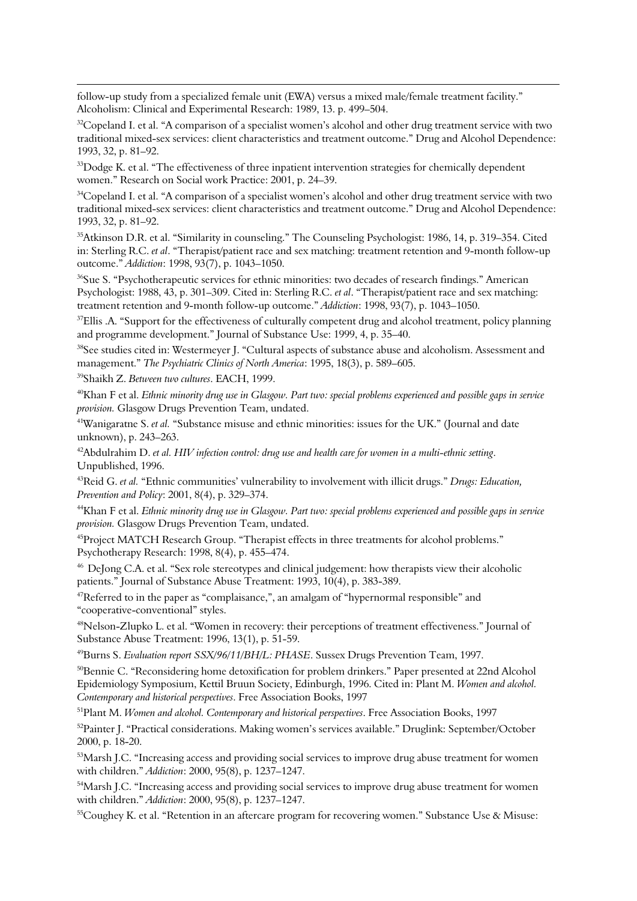follow-up study from a specialized female unit (EWA) versus a mixed male/female treatment facility." Alcoholism: Clinical and Experimental Research: 1989, 13. p. 499–504.

[32]Copeland I. et al. "A comparison of a specialist women's alcohol and other drug treatment service with two traditional mixed-sex services: client characteristics and treatment outcome." Drug and Alcohol Dependence: 1993, 32, p. 81–92.

[33]Dodge K. et al. "The effectiveness of three inpatient intervention strategies for chemically dependent women." Research on Social work Practice: 2001, p. 24–39.

[34]Copeland I. et al. "A comparison of a specialist women's alcohol and other drug treatment service with two traditional mixed-sex services: client characteristics and treatment outcome." Drug and Alcohol Dependence: 1993, 32, p. 81–92.

[35]Atkinson D.R. et al. "Similarity in counseling." The Counseling Psychologist: 1986, 14, p. 319–354. Cited in: Sterling R.C. *et al*. "Therapist/patient race and sex matching: treatment retention and 9-month follow-up outcome." *Addiction*: 1998, 93(7), p. 1043–1050.

[36]Sue S. "Psychotherapeutic services for ethnic minorities: two decades of research findings." American Psychologist: 1988, 43, p. 301–309. Cited in: Sterling R.C. *et al*. "Therapist/patient race and sex matching: treatment retention and 9-month follow-up outcome." *Addiction*: 1998, 93(7), p. 1043–1050.

[37]Ellis .A. "Support for the effectiveness of culturally competent drug and alcohol treatment, policy planning and programme development." Journal of Substance Use: 1999, 4, p. 35–40.

[38]See studies cited in: Westermeyer J. "Cultural aspects of substance abuse and alcoholism. Assessment and management." *The Psychiatric Clinics of North America*: 1995, 18(3), p. 589–605.

[39]Shaikh Z. *Between two cultures*. EACH, 1999.

[40]Khan F et al. *Ethnic minority drug use in Glasgow. Part two: special problems experienced and possible gaps in service provision.* Glasgow Drugs Prevention Team, undated.

[41]Wanigaratne S. *et al.* "Substance misuse and ethnic minorities: issues for the UK." (Journal and date unknown), p. 243–263.

[42]Abdulrahim D. *et al. HIV infection control: drug use and health care for women in a multi-ethnic setting*. Unpublished, 1996.

[43]Reid G. *et al.* "Ethnic communities' vulnerability to involvement with illicit drugs." *Drugs: Education, Prevention and Policy*: 2001, 8(4), p. 329–374.

[44]Khan F et al. *Ethnic minority drug use in Glasgow. Part two: special problems experienced and possible gaps in service provision.* Glasgow Drugs Prevention Team, undated.

[45]Project MATCH Research Group. "Therapist effects in three treatments for alcohol problems." Psychotherapy Research: 1998, 8(4), p. 455–474.

[46] DeJong C.A. et al. "Sex role stereotypes and clinical judgement: how therapists view their alcoholic patients." Journal of Substance Abuse Treatment: 1993, 10(4), p. 383-389.

[47]Referred to in the paper as "complaisance,", an amalgam of "hypernormal responsible" and "cooperative-conventional" styles.

[48]Nelson-Zlupko L. et al. "Women in recovery: their perceptions of treatment effectiveness." Journal of Substance Abuse Treatment: 1996, 13(1), p. 51-59.

[49]Burns S. *Evaluation report SSX/96/11/BH/L: PHASE*. Sussex Drugs Prevention Team, 1997.

[50]Bennie C. "Reconsidering home detoxification for problem drinkers." Paper presented at 22nd Alcohol Epidemiology Symposium, Kettil Bruun Society, Edinburgh, 1996. Cited in: Plant M. *Women and alcohol. Contemporary and historical perspectives*. Free Association Books, 1997

[51]Plant M. *Women and alcohol. Contemporary and historical perspectives*. Free Association Books, 1997

[52]Painter J. "Practical considerations. Making women's services available." Druglink: September/October 2000, p. 18-20.

[53]Marsh J.C. "Increasing access and providing social services to improve drug abuse treatment for women with children." *Addiction*: 2000, 95(8), p. 1237–1247.

[54]Marsh J.C. "Increasing access and providing social services to improve drug abuse treatment for women with children." *Addiction*: 2000, 95(8), p. 1237–1247.

[55]Coughey K. et al. "Retention in an aftercare program for recovering women." Substance Use & Misuse: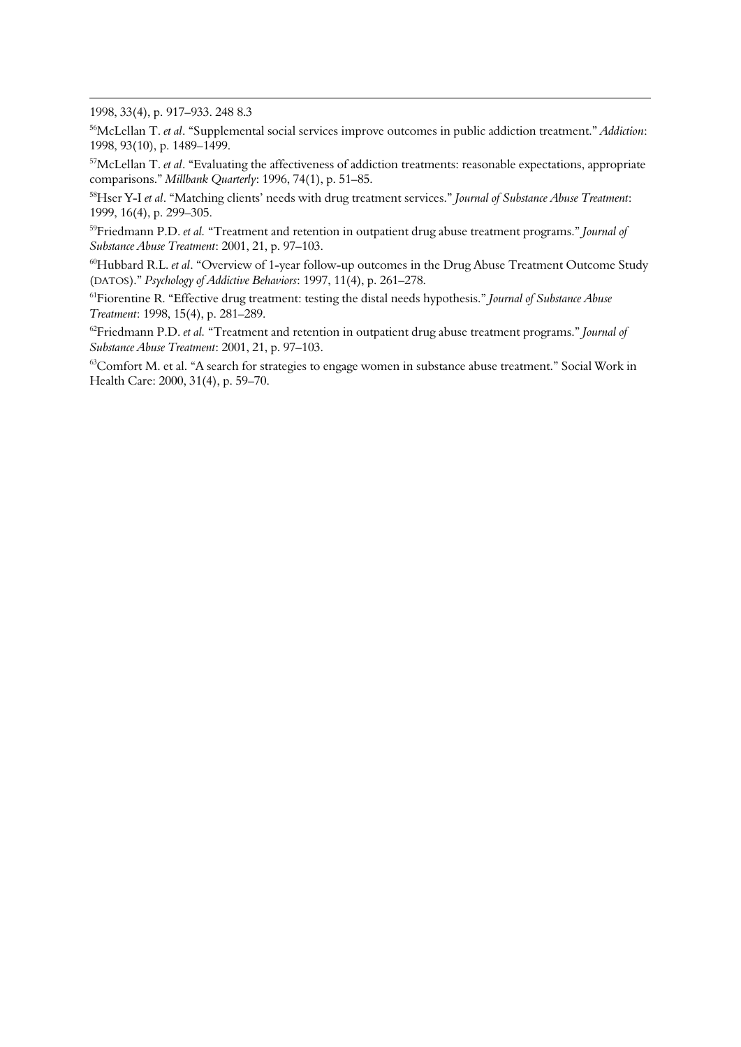1998, 33(4), p. 917–933. 248 8.3

[56]McLellan T. *et al*. "Supplemental social services improve outcomes in public addiction treatment." *Addiction*: 1998, 93(10), p. 1489–1499.

[57]McLellan T. *et al*. "Evaluating the affectiveness of addiction treatments: reasonable expectations, appropriate comparisons." *Millbank Quarterly*: 1996, 74(1), p. 51–85.

[58]Hser Y-I *et al*. "Matching clients' needs with drug treatment services." *Journal of Substance Abuse Treatment*: 1999, 16(4), p. 299–305.

[59]Friedmann P.D. *et al.* "Treatment and retention in outpatient drug abuse treatment programs." *Journal of Substance Abuse Treatment*: 2001, 21, p. 97–103.

[60]Hubbard R.L. *et al*. "Overview of 1-year follow-up outcomes in the Drug Abuse Treatment Outcome Study (DATOS)." *Psychology of Addictive Behaviors*: 1997, 11(4), p. 261–278.

[61]Fiorentine R. "Effective drug treatment: testing the distal needs hypothesis." *Journal of Substance Abuse Treatment*: 1998, 15(4), p. 281–289.

[62]Friedmann P.D. *et al.* "Treatment and retention in outpatient drug abuse treatment programs." *Journal of Substance Abuse Treatment*: 2001, 21, p. 97–103.

[63]Comfort M. et al. "A search for strategies to engage women in substance abuse treatment." Social Work in Health Care: 2000, 31(4), p. 59–70.